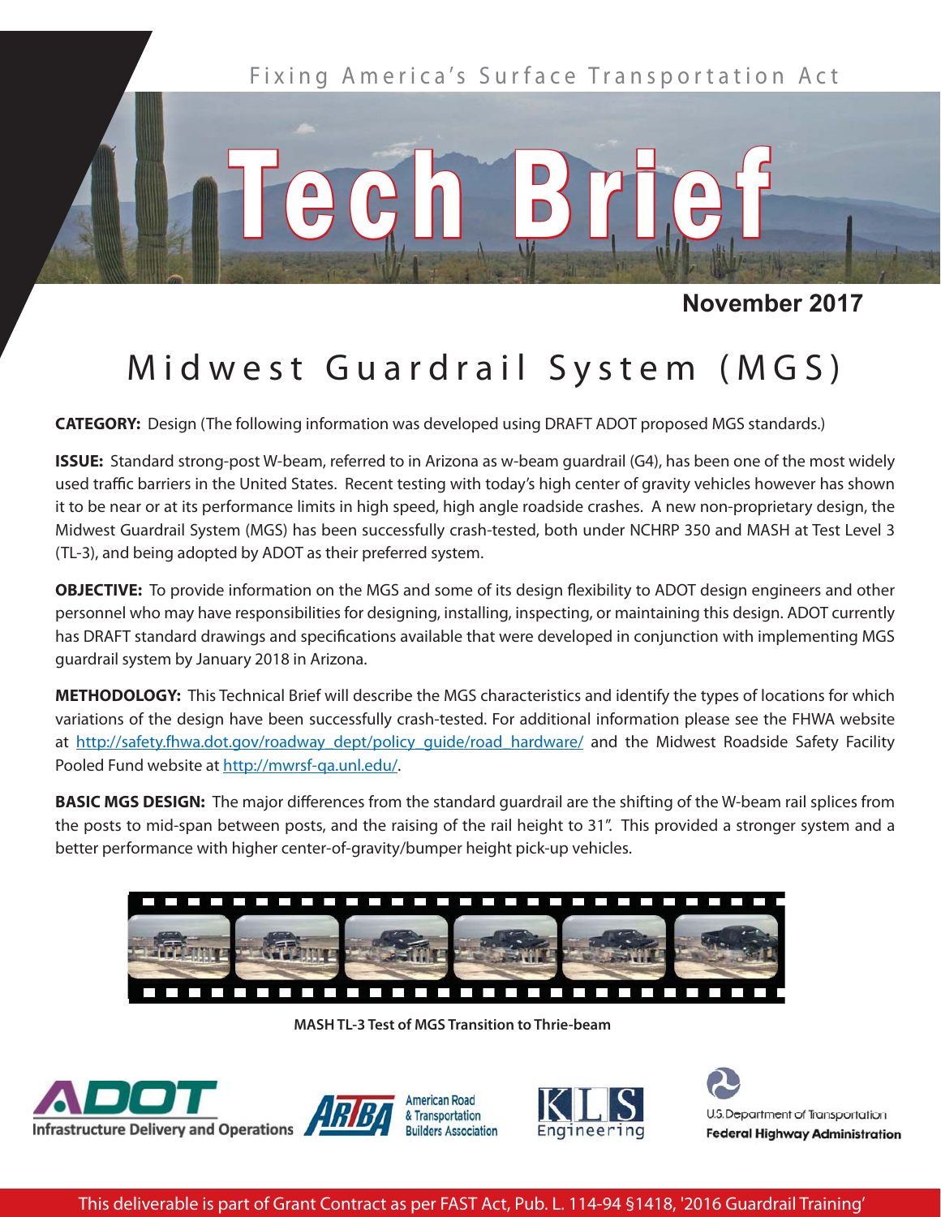Fixing America's Surface Transportation Act

# Tech Brief

**November 2017**

# Midwest Guardrail System (MGS)

**CATEGORY:** Design (The following information was developed using DRAFT ADOT proposed MGS standards.)

**ISSUE:** Standard strong-post W-beam, referred to in Arizona as w-beam guardrail (G4), has been one of the most widely used traffic barriers in the United States. Recent testing with today's high center of gravity vehicles however has shown it to be near or at its performance limits in high speed, high angle roadside crashes. A new non-proprietary design, the Midwest Guardrail System (MGS) has been successfully crash-tested, both under NCHRP 350 and MASH at Test Level 3 (TL-3), and being adopted by ADOT as their preferred system.

**OBJECTIVE:** To provide information on the MGS and some of its design flexibility to ADOT design engineers and other personnel who may have responsibilities for designing, installing, inspecting, or maintaining this design. ADOT currently has DRAFT standard drawings and specifications available that were developed in conjunction with implementing MGS guardrail system by January 2018 in Arizona.

**METHODOLOGY:** This Technical Brief will describe the MGS characteristics and identify the types of locations for which variations of the design have been successfully crash-tested. For additional information please see the FHWA website at http://safety.fhwa.dot.gov/roadway_dept/policy_guide/road_hardware/ and the Midwest Roadside Safety Facility Pooled Fund website at http://mwrsf-qa.unl.edu/.

**BASIC MGS DESIGN:** The major differences from the standard guardrail are the shifting of the W-beam rail splices from the posts to mid-span between posts, and the raising of the rail height to 31". This provided a stronger system and a better performance with higher center-of-gravity/bumper height pick-up vehicles.

**MASH TL-3 Test of MGS Transition to Thrie-beam**

ADOT Infrastructure Delivery and Operations | ARTBA American Road & Transportation Builders Association | KLS Engineering | U.S. Department of Transportation Federal Highway Administration

This deliverable is part of Grant Contract as per FAST Act, Pub. L. 114-94 §1418, '2016 Guardrail Training'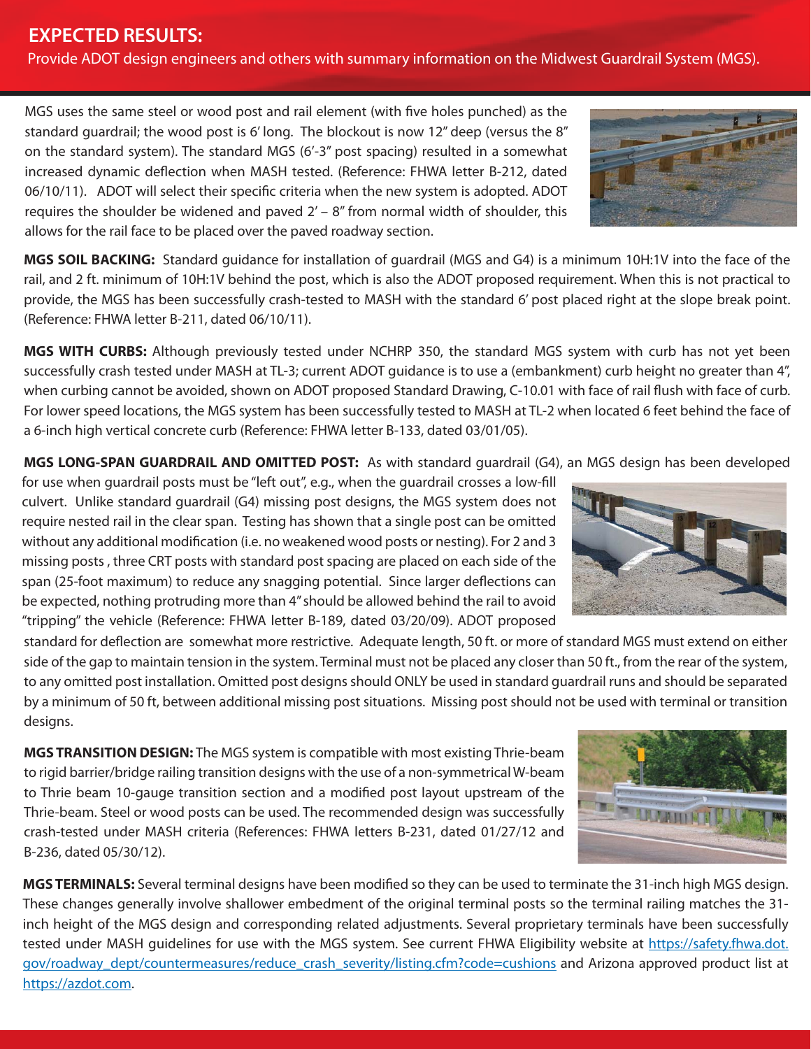## EXPECTED RESULTS:

Provide ADOT design engineers and others with summary information on the Midwest Guardrail System (MGS).

MGS uses the same steel or wood post and rail element (with five holes punched) as the standard guardrail; the wood post is 6' long. The blockout is now 12" deep (versus the 8" on the standard system). The standard MGS (6'-3" post spacing) resulted in a somewhat increased dynamic deflection when MASH tested. (Reference: FHWA letter B-212, dated 06/10/11). ADOT will select their specific criteria when the new system is adopted. ADOT requires the shoulder be widened and paved 2' – 8" from normal width of shoulder, this allows for the rail face to be placed over the paved roadway section.

**MGS SOIL BACKING:** Standard guidance for installation of guardrail (MGS and G4) is a minimum 10H:1V into the face of the rail, and 2 ft. minimum of 10H:1V behind the post, which is also the ADOT proposed requirement. When this is not practical to provide, the MGS has been successfully crash-tested to MASH with the standard 6' post placed right at the slope break point. (Reference: FHWA letter B-211, dated 06/10/11).

**MGS WITH CURBS:** Although previously tested under NCHRP 350, the standard MGS system with curb has not yet been successfully crash tested under MASH at TL-3; current ADOT guidance is to use a (embankment) curb height no greater than 4", when curbing cannot be avoided, shown on ADOT proposed Standard Drawing, C-10.01 with face of rail flush with face of curb. For lower speed locations, the MGS system has been successfully tested to MASH at TL-2 when located 6 feet behind the face of a 6-inch high vertical concrete curb (Reference: FHWA letter B-133, dated 03/01/05).

**MGS LONG-SPAN GUARDRAIL AND OMITTED POST:** As with standard guardrail (G4), an MGS design has been developed for use when guardrail posts must be "left out", e.g., when the guardrail crosses a low-fill culvert. Unlike standard guardrail (G4) missing post designs, the MGS system does not require nested rail in the clear span. Testing has shown that a single post can be omitted without any additional modification (i.e. no weakened wood posts or nesting). For 2 and 3 missing posts , three CRT posts with standard post spacing are placed on each side of the span (25-foot maximum) to reduce any snagging potential. Since larger deflections can be expected, nothing protruding more than 4" should be allowed behind the rail to avoid "tripping" the vehicle (Reference: FHWA letter B-189, dated 03/20/09). ADOT proposed standard for deflection are somewhat more restrictive. Adequate length, 50 ft. or more of standard MGS must extend on either side of the gap to maintain tension in the system. Terminal must not be placed any closer than 50 ft., from the rear of the system, to any omitted post installation. Omitted post designs should ONLY be used in standard guardrail runs and should be separated by a minimum of 50 ft, between additional missing post situations. Missing post should not be used with terminal or transition designs.

**MGS TRANSITION DESIGN:** The MGS system is compatible with most existing Thrie-beam to rigid barrier/bridge railing transition designs with the use of a non-symmetrical W-beam to Thrie beam 10-gauge transition section and a modified post layout upstream of the Thrie-beam. Steel or wood posts can be used. The recommended design was successfully crash-tested under MASH criteria (References: FHWA letters B-231, dated 01/27/12 and B-236, dated 05/30/12).

**MGS TERMINALS:** Several terminal designs have been modified so they can be used to terminate the 31-inch high MGS design. These changes generally involve shallower embedment of the original terminal posts so the terminal railing matches the 31-inch height of the MGS design and corresponding related adjustments. Several proprietary terminals have been successfully tested under MASH guidelines for use with the MGS system. See current FHWA Eligibility website at https://safety.fhwa.dot.gov/roadway_dept/countermeasures/reduce_crash_severity/listing.cfm?code=cushions and Arizona approved product list at https://azdot.com.